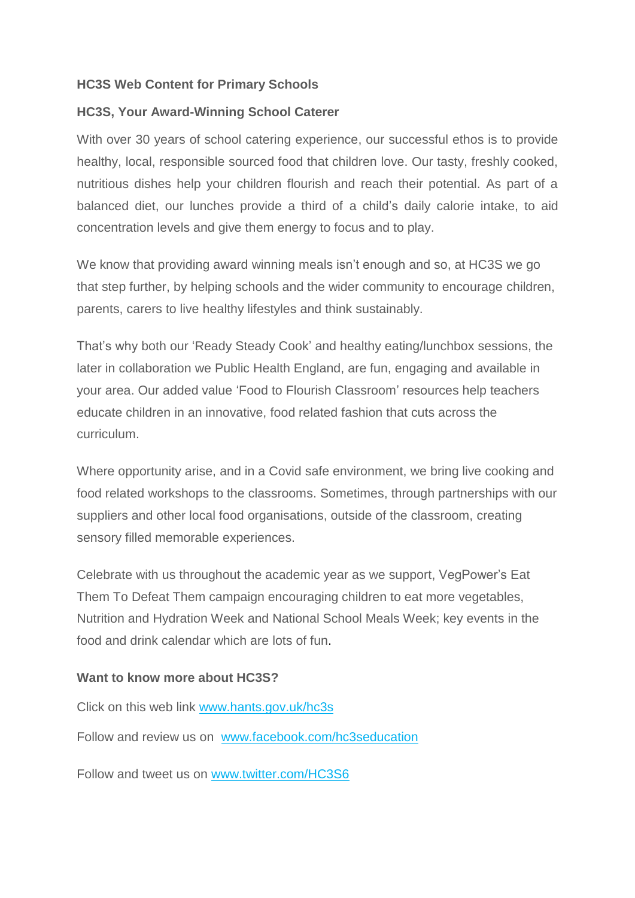**HC3S Web Content for Primary Schools**

**HC3S, Your Award-Winning School Caterer**

With over 30 years of school catering experience, our successful ethos is to provide healthy, local, responsible sourced food that children love. Our tasty, freshly cooked, nutritious dishes help your children flourish and reach their potential. As part of a balanced diet, our lunches provide a third of a child's daily calorie intake, to aid concentration levels and give them energy to focus and to play.

We know that providing award winning meals isn't enough and so, at HC3S we go that step further, by helping schools and the wider community to encourage children, parents, carers to live healthy lifestyles and think sustainably.

That's why both our 'Ready Steady Cook' and healthy eating/lunchbox sessions, the later in collaboration we Public Health England, are fun, engaging and available in your area. Our added value 'Food to Flourish Classroom' resources help teachers educate children in an innovative, food related fashion that cuts across the curriculum.

Where opportunity arise, and in a Covid safe environment, we bring live cooking and food related workshops to the classrooms. Sometimes, through partnerships with our suppliers and other local food organisations, outside of the classroom, creating sensory filled memorable experiences.

Celebrate with us throughout the academic year as we support, VegPower's Eat Them To Defeat Them campaign encouraging children to eat more vegetables, Nutrition and Hydration Week and National School Meals Week; key events in the food and drink calendar which are lots of fun.

**Want to know more about HC3S?**

Click on this web link [www.hants.gov.uk/hc3s](www.hants.gov.uk/hc3s)

Follow and review us on [www.facebook.com/hc3seducation](www.facebook.com/hc3seducation)

Follow and tweet us on [www.twitter.com/HC3S6](www.twitter.com/HC3S6)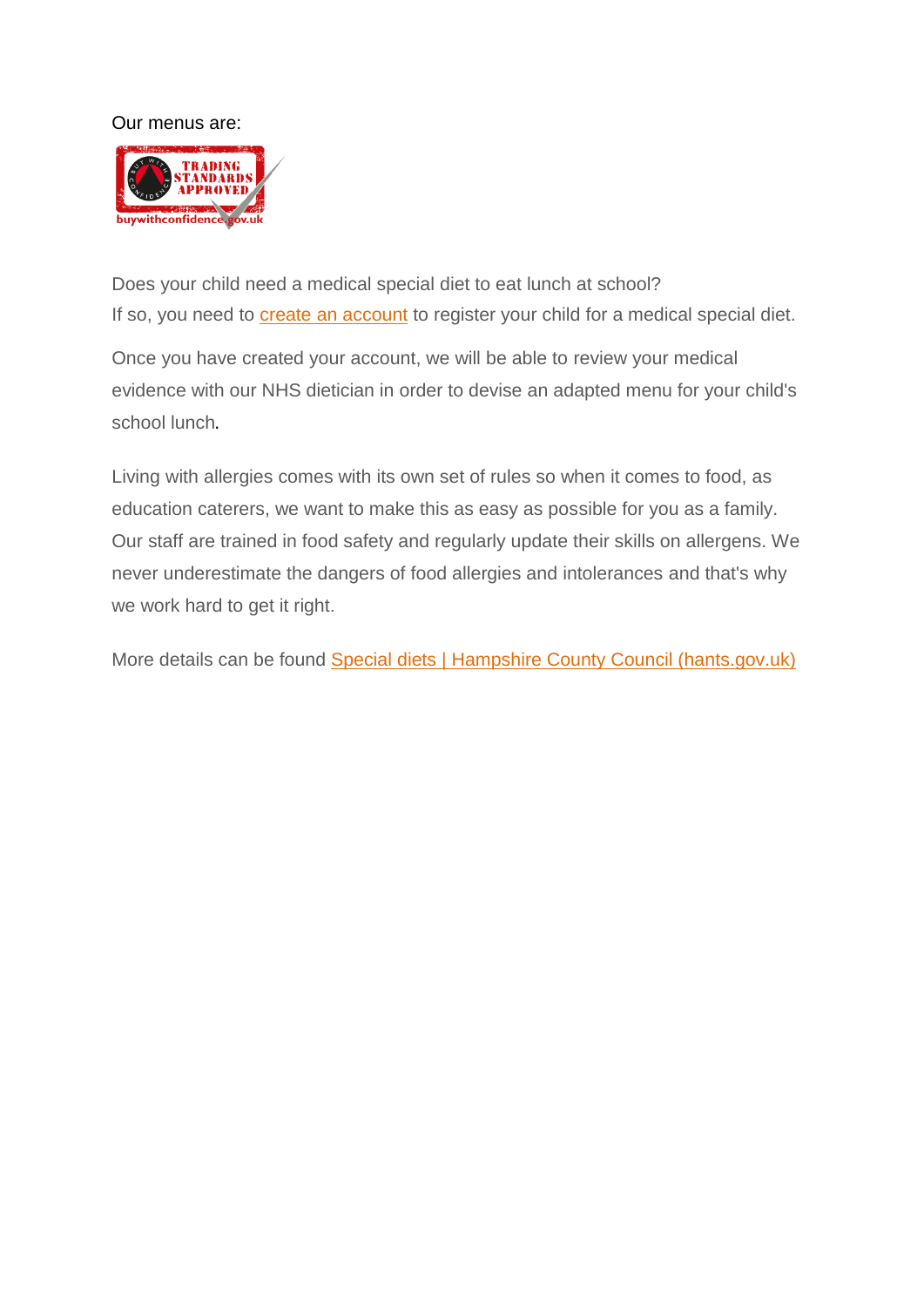Our menus are:

Does your child need a medical special diet to eat lunch at school?
If so, you need to create an account to register your child for a medical special diet.

Once you have created your account, we will be able to review your medical evidence with our NHS dietician in order to devise an adapted menu for your child's school lunch.

Living with allergies comes with its own set of rules so when it comes to food, as education caterers, we want to make this as easy as possible for you as a family. Our staff are trained in food safety and regularly update their skills on allergens. We never underestimate the dangers of food allergies and intolerances and that's why we work hard to get it right.

More details can be found Special diets | Hampshire County Council (hants.gov.uk)